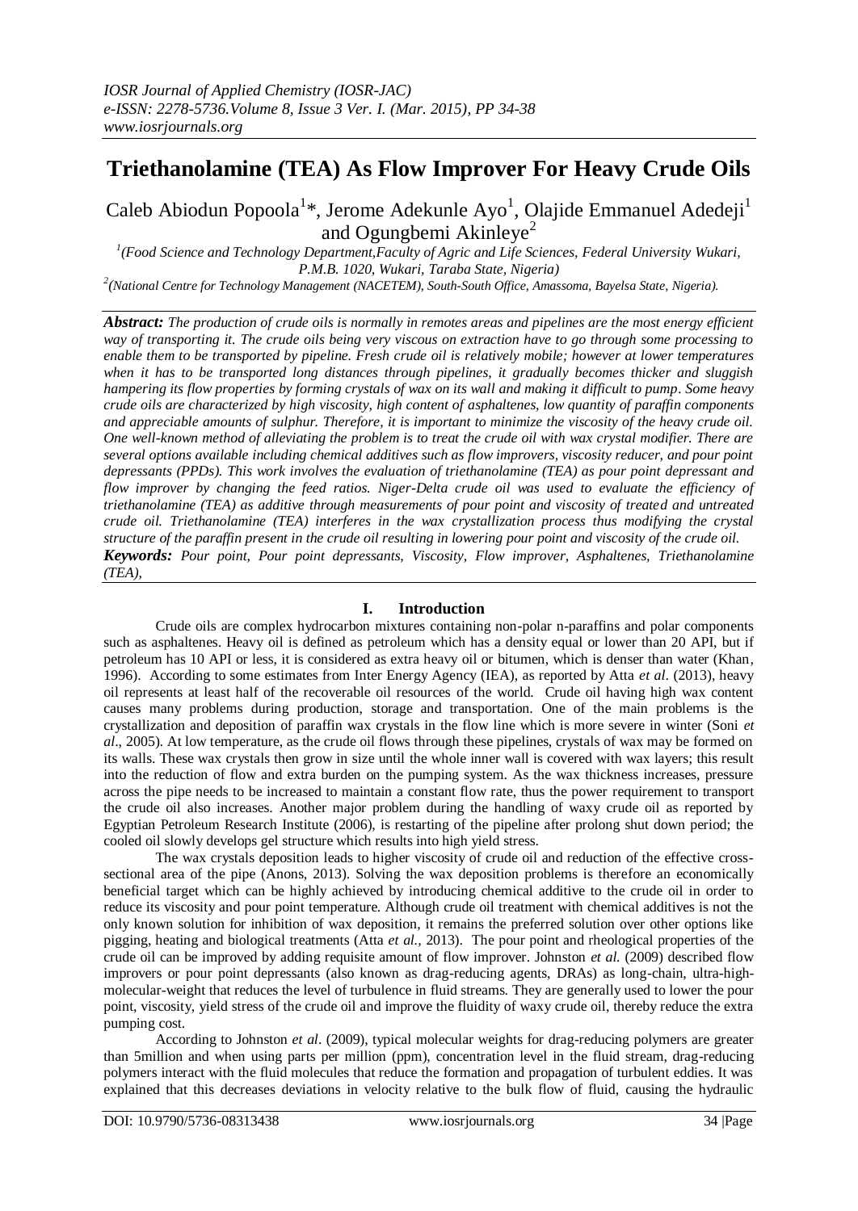# Triethanolamine (TEA) As Flow Improver For Heavy Crude Oils

Caleb Abiodun Popoola[1]*, Jerome Adekunle Ayo[1], Olajide Emmanuel Adedeji[1] and Ogungbemi Akinleye[2]

[1](Food Science and Technology Department,Faculty of Agric and Life Sciences, Federal University Wukari, P.M.B. 1020, Wukari, Taraba State, Nigeria)

[2](National Centre for Technology Management (NACETEM), South-South Office, Amassoma, Bayelsa State, Nigeria).

***Abstract:*** *The production of crude oils is normally in remotes areas and pipelines are the most energy efficient way of transporting it. The crude oils being very viscous on extraction have to go through some processing to enable them to be transported by pipeline. Fresh crude oil is relatively mobile; however at lower temperatures when it has to be transported long distances through pipelines, it gradually becomes thicker and sluggish hampering its flow properties by forming crystals of wax on its wall and making it difficult to pump. Some heavy crude oils are characterized by high viscosity, high content of asphaltenes, low quantity of paraffin components and appreciable amounts of sulphur. Therefore, it is important to minimize the viscosity of the heavy crude oil. One well-known method of alleviating the problem is to treat the crude oil with wax crystal modifier. There are several options available including chemical additives such as flow improvers, viscosity reducer, and pour point depressants (PPDs). This work involves the evaluation of triethanolamine (TEA) as pour point depressant and flow improver by changing the feed ratios. Niger-Delta crude oil was used to evaluate the efficiency of triethanolamine (TEA) as additive through measurements of pour point and viscosity of treated and untreated crude oil. Triethanolamine (TEA) interferes in the wax crystallization process thus modifying the crystal structure of the paraffin present in the crude oil resulting in lowering pour point and viscosity of the crude oil.*

***Keywords:*** *Pour point, Pour point depressants, Viscosity, Flow improver, Asphaltenes, Triethanolamine (TEA),*

## I. Introduction

Crude oils are complex hydrocarbon mixtures containing non-polar n-paraffins and polar components such as asphaltenes. Heavy oil is defined as petroleum which has a density equal or lower than 20 API, but if petroleum has 10 API or less, it is considered as extra heavy oil or bitumen, which is denser than water (Khan, 1996). According to some estimates from Inter Energy Agency (IEA), as reported by Atta *et al*. (2013), heavy oil represents at least half of the recoverable oil resources of the world. Crude oil having high wax content causes many problems during production, storage and transportation. One of the main problems is the crystallization and deposition of paraffin wax crystals in the flow line which is more severe in winter (Soni *et al*., 2005). At low temperature, as the crude oil flows through these pipelines, crystals of wax may be formed on its walls. These wax crystals then grow in size until the whole inner wall is covered with wax layers; this result into the reduction of flow and extra burden on the pumping system. As the wax thickness increases, pressure across the pipe needs to be increased to maintain a constant flow rate, thus the power requirement to transport the crude oil also increases. Another major problem during the handling of waxy crude oil as reported by Egyptian Petroleum Research Institute (2006), is restarting of the pipeline after prolong shut down period; the cooled oil slowly develops gel structure which results into high yield stress.

The wax crystals deposition leads to higher viscosity of crude oil and reduction of the effective cross-sectional area of the pipe (Anons, 2013). Solving the wax deposition problems is therefore an economically beneficial target which can be highly achieved by introducing chemical additive to the crude oil in order to reduce its viscosity and pour point temperature. Although crude oil treatment with chemical additives is not the only known solution for inhibition of wax deposition, it remains the preferred solution over other options like pigging, heating and biological treatments (Atta *et al.*, 2013). The pour point and rheological properties of the crude oil can be improved by adding requisite amount of flow improver. Johnston *et al.* (2009) described flow improvers or pour point depressants (also known as drag-reducing agents, DRAs) as long-chain, ultra-high-molecular-weight that reduces the level of turbulence in fluid streams. They are generally used to lower the pour point, viscosity, yield stress of the crude oil and improve the fluidity of waxy crude oil, thereby reduce the extra pumping cost.

According to Johnston *et al*. (2009), typical molecular weights for drag-reducing polymers are greater than 5million and when using parts per million (ppm), concentration level in the fluid stream, drag-reducing polymers interact with the fluid molecules that reduce the formation and propagation of turbulent eddies. It was explained that this decreases deviations in velocity relative to the bulk flow of fluid, causing the hydraulic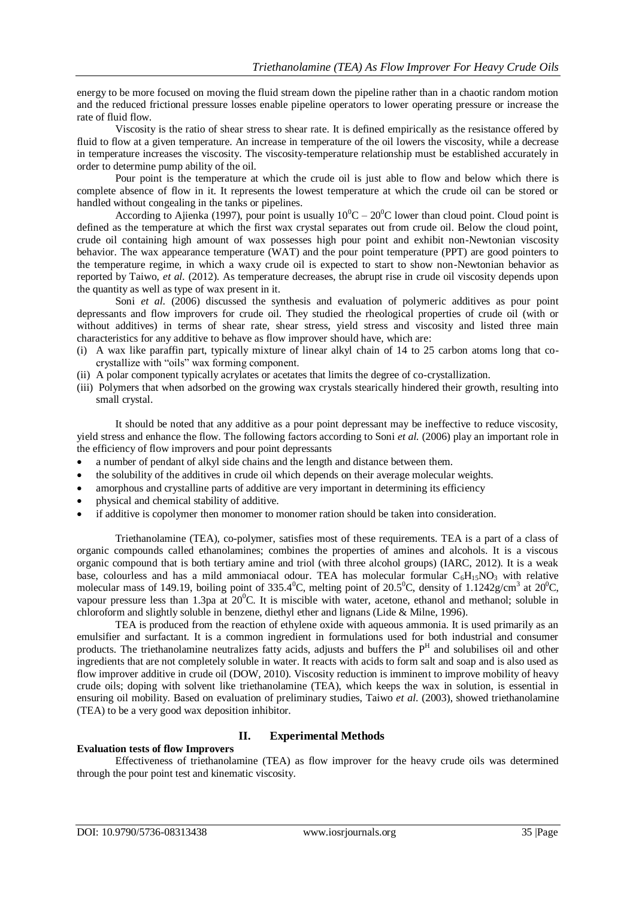energy to be more focused on moving the fluid stream down the pipeline rather than in a chaotic random motion and the reduced frictional pressure losses enable pipeline operators to lower operating pressure or increase the rate of fluid flow.

Viscosity is the ratio of shear stress to shear rate. It is defined empirically as the resistance offered by fluid to flow at a given temperature. An increase in temperature of the oil lowers the viscosity, while a decrease in temperature increases the viscosity. The viscosity-temperature relationship must be established accurately in order to determine pump ability of the oil.

Pour point is the temperature at which the crude oil is just able to flow and below which there is complete absence of flow in it. It represents the lowest temperature at which the crude oil can be stored or handled without congealing in the tanks or pipelines.

According to Ajienka (1997), pour point is usually $10^0C – 20^0C$ lower than cloud point. Cloud point is defined as the temperature at which the first wax crystal separates out from crude oil. Below the cloud point, crude oil containing high amount of wax possesses high pour point and exhibit non-Newtonian viscosity behavior. The wax appearance temperature (WAT) and the pour point temperature (PPT) are good pointers to the temperature regime, in which a waxy crude oil is expected to start to show non-Newtonian behavior as reported by Taiwo, *et al.* (2012). As temperature decreases, the abrupt rise in crude oil viscosity depends upon the quantity as well as type of wax present in it.

Soni *et al.* (2006) discussed the synthesis and evaluation of polymeric additives as pour point depressants and flow improvers for crude oil. They studied the rheological properties of crude oil (with or without additives) in terms of shear rate, shear stress, yield stress and viscosity and listed three main characteristics for any additive to behave as flow improver should have, which are:

(i) A wax like paraffin part, typically mixture of linear alkyl chain of 14 to 25 carbon atoms long that co-crystallize with "oils" wax forming component.
(ii) A polar component typically acrylates or acetates that limits the degree of co-crystallization.
(iii) Polymers that when adsorbed on the growing wax crystals stearically hindered their growth, resulting into small crystal.

It should be noted that any additive as a pour point depressant may be ineffective to reduce viscosity, yield stress and enhance the flow. The following factors according to Soni *et al.* (2006) play an important role in the efficiency of flow improvers and pour point depressants

- a number of pendant of alkyl side chains and the length and distance between them.
- the solubility of the additives in crude oil which depends on their average molecular weights.
- amorphous and crystalline parts of additive are very important in determining its efficiency
- physical and chemical stability of additive.
- if additive is copolymer then monomer to monomer ration should be taken into consideration.

Triethanolamine (TEA), co-polymer, satisfies most of these requirements. TEA is a part of a class of organic compounds called ethanolamines; combines the properties of amines and alcohols. It is a viscous organic compound that is both tertiary amine and triol (with three alcohol groups) (IARC, 2012). It is a weak base, colourless and has a mild ammoniacal odour. TEA has molecular formular $C_6H_{15}NO_3$ with relative molecular mass of 149.19, boiling point of $335.4^0C$, melting point of $20.5^0C$, density of $1.1242g/cm^3$ at $20^0C$, vapour pressure less than 1.3pa at $20^0C$. It is miscible with water, acetone, ethanol and methanol; soluble in chloroform and slightly soluble in benzene, diethyl ether and lignans (Lide & Milne, 1996).

TEA is produced from the reaction of ethylene oxide with aqueous ammonia. It is used primarily as an emulsifier and surfactant. It is a common ingredient in formulations used for both industrial and consumer products. The triethanolamine neutralizes fatty acids, adjusts and buffers the $P^H$ and solubilises oil and other ingredients that are not completely soluble in water. It reacts with acids to form salt and soap and is also used as flow improver additive in crude oil (DOW, 2010). Viscosity reduction is imminent to improve mobility of heavy crude oils; doping with solvent like triethanolamine (TEA), which keeps the wax in solution, is essential in ensuring oil mobility. Based on evaluation of preliminary studies, Taiwo *et al.* (2003), showed triethanolamine (TEA) to be a very good wax deposition inhibitor.

## II. Experimental Methods

### Evaluation tests of flow Improvers

Effectiveness of triethanolamine (TEA) as flow improver for the heavy crude oils was determined through the pour point test and kinematic viscosity.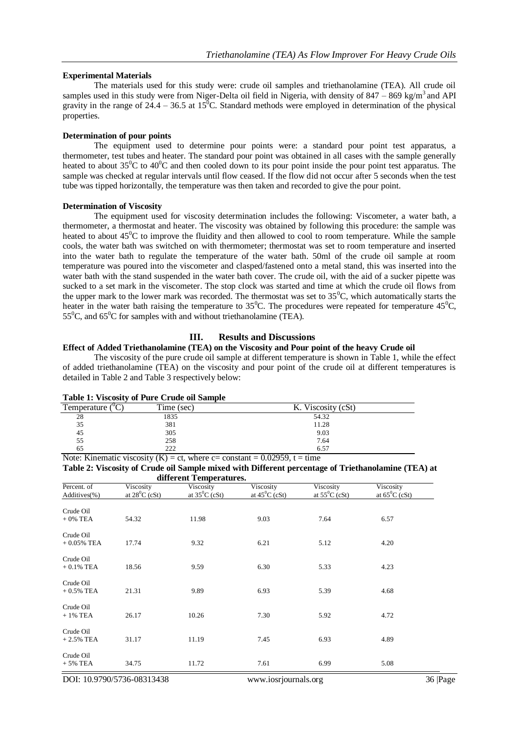### Experimental Materials

The materials used for this study were: crude oil samples and triethanolamine (TEA). All crude oil samples used in this study were from Niger-Delta oil field in Nigeria, with density of 847 – 869 kg/m$^3$ and API gravity in the range of 24.4 – 36.5 at 15$^0$C. Standard methods were employed in determination of the physical properties.

### Determination of pour points

The equipment used to determine pour points were: a standard pour point test apparatus, a thermometer, test tubes and heater. The standard pour point was obtained in all cases with the sample generally heated to about 35$^0$C to 40$^0$C and then cooled down to its pour point inside the pour point test apparatus. The sample was checked at regular intervals until flow ceased. If the flow did not occur after 5 seconds when the test tube was tipped horizontally, the temperature was then taken and recorded to give the pour point.

### Determination of Viscosity

The equipment used for viscosity determination includes the following: Viscometer, a water bath, a thermometer, a thermostat and heater. The viscosity was obtained by following this procedure: the sample was heated to about 45$^0$C to improve the fluidity and then allowed to cool to room temperature. While the sample cools, the water bath was switched on with thermometer; thermostat was set to room temperature and inserted into the water bath to regulate the temperature of the water bath. 50ml of the crude oil sample at room temperature was poured into the viscometer and clasped/fastened onto a metal stand, this was inserted into the water bath with the stand suspended in the water bath cover. The crude oil, with the aid of a sucker pipette was sucked to a set mark in the viscometer. The stop clock was started and time at which the crude oil flows from the upper mark to the lower mark was recorded. The thermostat was set to 35$^0$C, which automatically starts the heater in the water bath raising the temperature to 35$^0$C. The procedures were repeated for temperature 45$^0$C, 55$^0$C, and 65$^0$C for samples with and without triethanolamine (TEA).

## III. Results and Discussions

### Effect of Added Triethanolamine (TEA) on the Viscosity and Pour point of the heavy Crude oil

The viscosity of the pure crude oil sample at different temperature is shown in Table 1, while the effect of added triethanolamine (TEA) on the viscosity and pour point of the crude oil at different temperatures is detailed in Table 2 and Table 3 respectively below:

**Table 1: Viscosity of Pure Crude oil Sample**

| Temperature ($^0$C) | Time (sec) | K. Viscosity (cSt) |
|---|---|---|
| 28 | 1835 | 54.32 |
| 35 | 381 | 11.28 |
| 45 | 305 | 9.03 |
| 55 | 258 | 7.64 |
| 65 | 222 | 6.57 |

Note: Kinematic viscosity (K) = ct, where c= constant = 0.02959, t = time

**Table 2: Viscosity of Crude oil Sample mixed with Different percentage of Triethanolamine (TEA) at different Temperatures.**

| Percent. of Additives(%) | Viscosity at 28$^0$C (cSt) | Viscosity at 35$^0$C (cSt) | Viscosity at 45$^0$C (cSt) | Viscosity at 55$^0$C (cSt) | Viscosity at 65$^0$C (cSt) |
|---|---|---|---|---|---|
| Crude Oil + 0% TEA | 54.32 | 11.98 | 9.03 | 7.64 | 6.57 |
| Crude Oil + 0.05% TEA | 17.74 | 9.32 | 6.21 | 5.12 | 4.20 |
| Crude Oil + 0.1% TEA | 18.56 | 9.59 | 6.30 | 5.33 | 4.23 |
| Crude Oil + 0.5% TEA | 21.31 | 9.89 | 6.93 | 5.39 | 4.68 |
| Crude Oil + 1% TEA | 26.17 | 10.26 | 7.30 | 5.92 | 4.72 |
| Crude Oil + 2.5% TEA | 31.17 | 11.19 | 7.45 | 6.93 | 4.89 |
| Crude Oil + 5% TEA | 34.75 | 11.72 | 7.61 | 6.99 | 5.08 |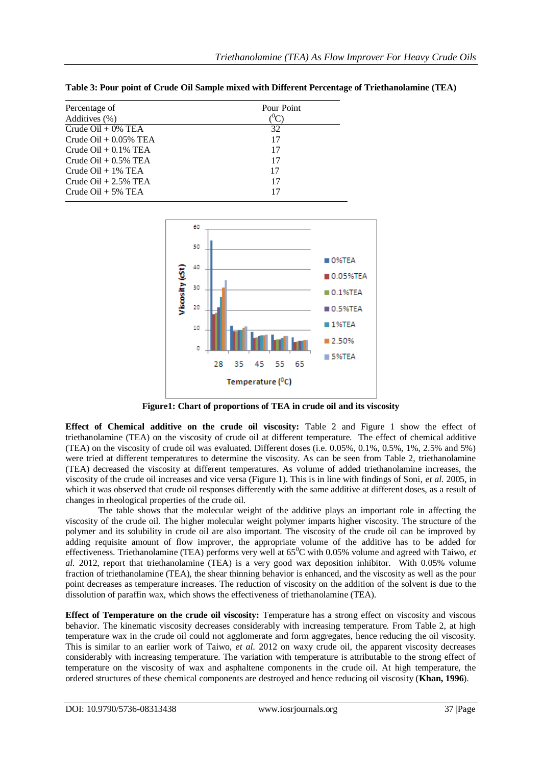**Table 3: Pour point of Crude Oil Sample mixed with Different Percentage of Triethanolamine (TEA)**

| Percentage of Additives (%) | Pour Point ($^0$C) |
|---|---|
| Crude Oil + 0% TEA | 32 |
| Crude Oil + 0.05% TEA | 17 |
| Crude Oil + 0.1% TEA | 17 |
| Crude Oil + 0.5% TEA | 17 |
| Crude Oil + 1% TEA | 17 |
| Crude Oil + 2.5% TEA | 17 |
| Crude Oil + 5% TEA | 17 |

**Figure1: Chart of proportions of TEA in crude oil and its viscosity**

**Effect of Chemical additive on the crude oil viscosity:** Table 2 and Figure 1 show the effect of triethanolamine (TEA) on the viscosity of crude oil at different temperature. The effect of chemical additive (TEA) on the viscosity of crude oil was evaluated. Different doses (i.e. 0.05%, 0.1%, 0.5%, 1%, 2.5% and 5%) were tried at different temperatures to determine the viscosity. As can be seen from Table 2, triethanolamine (TEA) decreased the viscosity at different temperatures. As volume of added triethanolamine increases, the viscosity of the crude oil increases and vice versa (Figure 1). This is in line with findings of Soni, *et al.* 2005, in which it was observed that crude oil responses differently with the same additive at different doses, as a result of changes in rheological properties of the crude oil.

The table shows that the molecular weight of the additive plays an important role in affecting the viscosity of the crude oil. The higher molecular weight polymer imparts higher viscosity. The structure of the polymer and its solubility in crude oil are also important. The viscosity of the crude oil can be improved by adding requisite amount of flow improver, the appropriate volume of the additive has to be added for effectiveness. Triethanolamine (TEA) performs very well at 65$^0$C with 0.05% volume and agreed with Taiwo, *et al.* 2012, report that triethanolamine (TEA) is a very good wax deposition inhibitor. With 0.05% volume fraction of triethanolamine (TEA), the shear thinning behavior is enhanced, and the viscosity as well as the pour point decreases as temperature increases. The reduction of viscosity on the addition of the solvent is due to the dissolution of paraffin wax, which shows the effectiveness of triethanolamine (TEA).

**Effect of Temperature on the crude oil viscosity:** Temperature has a strong effect on viscosity and viscous behavior. The kinematic viscosity decreases considerably with increasing temperature. From Table 2, at high temperature wax in the crude oil could not agglomerate and form aggregates, hence reducing the oil viscosity. This is similar to an earlier work of Taiwo, *et al.* 2012 on waxy crude oil, the apparent viscosity decreases considerably with increasing temperature. The variation with temperature is attributable to the strong effect of temperature on the viscosity of wax and asphaltene components in the crude oil. At high temperature, the ordered structures of these chemical components are destroyed and hence reducing oil viscosity (**Khan, 1996**).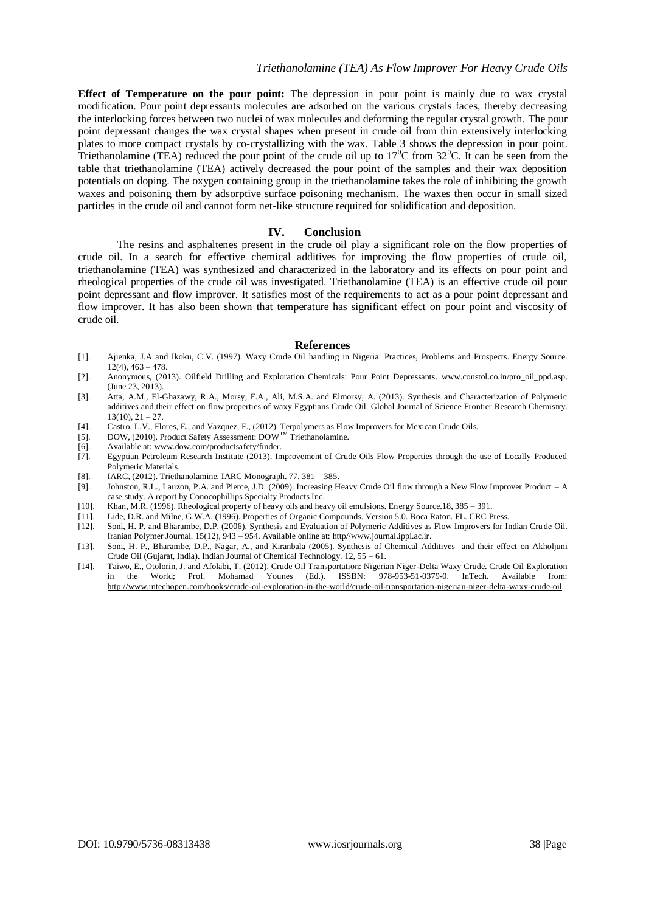**Effect of Temperature on the pour point:** The depression in pour point is mainly due to wax crystal modification. Pour point depressants molecules are adsorbed on the various crystals faces, thereby decreasing the interlocking forces between two nuclei of wax molecules and deforming the regular crystal growth. The pour point depressant changes the wax crystal shapes when present in crude oil from thin extensively interlocking plates to more compact crystals by co-crystallizing with the wax. Table 3 shows the depression in pour point. Triethanolamine (TEA) reduced the pour point of the crude oil up to $17^0$C from $32^0$C. It can be seen from the table that triethanolamine (TEA) actively decreased the pour point of the samples and their wax deposition potentials on doping. The oxygen containing group in the triethanolamine takes the role of inhibiting the growth waxes and poisoning them by adsorptive surface poisoning mechanism. The waxes then occur in small sized particles in the crude oil and cannot form net-like structure required for solidification and deposition.

## IV. Conclusion

The resins and asphaltenes present in the crude oil play a significant role on the flow properties of crude oil. In a search for effective chemical additives for improving the flow properties of crude oil, triethanolamine (TEA) was synthesized and characterized in the laboratory and its effects on pour point and rheological properties of the crude oil was investigated. Triethanolamine (TEA) is an effective crude oil pour point depressant and flow improver. It satisfies most of the requirements to act as a pour point depressant and flow improver. It has also been shown that temperature has significant effect on pour point and viscosity of crude oil.

## References

[1]. Ajienka, J.A and Ikoku, C.V. (1997). Waxy Crude Oil handling in Nigeria: Practices, Problems and Prospects. Energy Source. 12(4), 463 – 478.

[2]. Anonymous, (2013). Oilfield Drilling and Exploration Chemicals: Pour Point Depressants. www.constol.co.in/pro_oil_ppd.asp. (June 23, 2013).

[3]. Atta, A.M., El-Ghazawy, R.A., Morsy, F.A., Ali, M.S.A. and Elmorsy, A. (2013). Synthesis and Characterization of Polymeric additives and their effect on flow properties of waxy Egyptians Crude Oil. Global Journal of Science Frontier Research Chemistry. 13(10), 21 – 27.

[4]. Castro, L.V., Flores, E., and Vazquez, F., (2012). Terpolymers as Flow Improvers for Mexican Crude Oils.

[5]. DOW, (2010). Product Safety Assessment: DOW™ Triethanolamine.

[6]. Available at: www.dow.com/productsafety/finder.

[7]. Egyptian Petroleum Research Institute (2013). Improvement of Crude Oils Flow Properties through the use of Locally Produced Polymeric Materials.

[8]. IARC, (2012). Triethanolamine. IARC Monograph. 77, 381 – 385.

[9]. Johnston, R.L., Lauzon, P.A. and Pierce, J.D. (2009). Increasing Heavy Crude Oil flow through a New Flow Improver Product – A case study. A report by Conocophillips Specialty Products Inc.

[10]. Khan, M.R. (1996). Rheological property of heavy oils and heavy oil emulsions. Energy Source.18, 385 – 391.

[11]. Lide, D.R. and Milne, G.W.A. (1996). Properties of Organic Compounds. Version 5.0. Boca Raton. FL. CRC Press.

[12]. Soni, H. P. and Bharambe, D.P. (2006). Synthesis and Evaluation of Polymeric Additives as Flow Improvers for Indian Crude Oil. Iranian Polymer Journal. 15(12), 943 – 954. Available online at: http//www.journal.ippi.ac.ir.

[13]. Soni, H. P., Bharambe, D.P., Nagar, A., and Kiranbala (2005). Synthesis of Chemical Additives and their effect on Akholjuni Crude Oil (Gujarat, India). Indian Journal of Chemical Technology. 12, 55 – 61.

[14]. Taiwo, E., Otolorin, J. and Afolabi, T. (2012). Crude Oil Transportation: Nigerian Niger-Delta Waxy Crude. Crude Oil Exploration in the World; Prof. Mohamad Younes (Ed.). ISSBN: 978-953-51-0379-0. InTech. Available from: http://www.intechopen.com/books/crude-oil-exploration-in-the-world/crude-oil-transportation-nigerian-niger-delta-waxy-crude-oil.